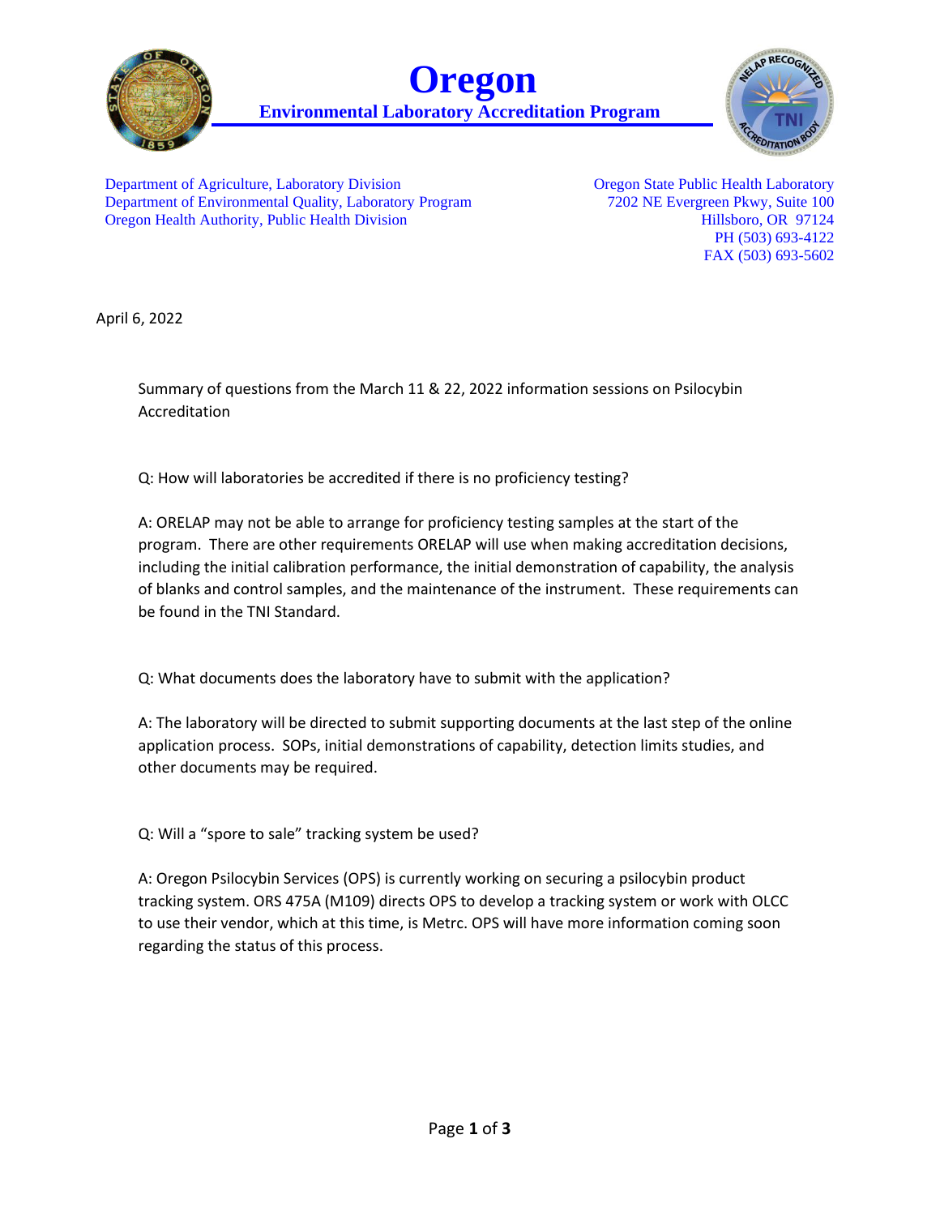# Oregon

**Environmental Laboratory Accreditation Program**

Department of Agriculture, Laboratory Division
Department of Environmental Quality, Laboratory Program
Oregon Health Authority, Public Health Division

Oregon State Public Health Laboratory
7202 NE Evergreen Pkwy, Suite 100
Hillsboro, OR 97124
PH (503) 693-4122
FAX (503) 693-5602

April 6, 2022

Summary of questions from the March 11 & 22, 2022 information sessions on Psilocybin Accreditation

Q: How will laboratories be accredited if there is no proficiency testing?

A: ORELAP may not be able to arrange for proficiency testing samples at the start of the program. There are other requirements ORELAP will use when making accreditation decisions, including the initial calibration performance, the initial demonstration of capability, the analysis of blanks and control samples, and the maintenance of the instrument. These requirements can be found in the TNI Standard.

Q: What documents does the laboratory have to submit with the application?

A: The laboratory will be directed to submit supporting documents at the last step of the online application process. SOPs, initial demonstrations of capability, detection limits studies, and other documents may be required.

Q: Will a "spore to sale" tracking system be used?

A: Oregon Psilocybin Services (OPS) is currently working on securing a psilocybin product tracking system. ORS 475A (M109) directs OPS to develop a tracking system or work with OLCC to use their vendor, which at this time, is Metrc. OPS will have more information coming soon regarding the status of this process.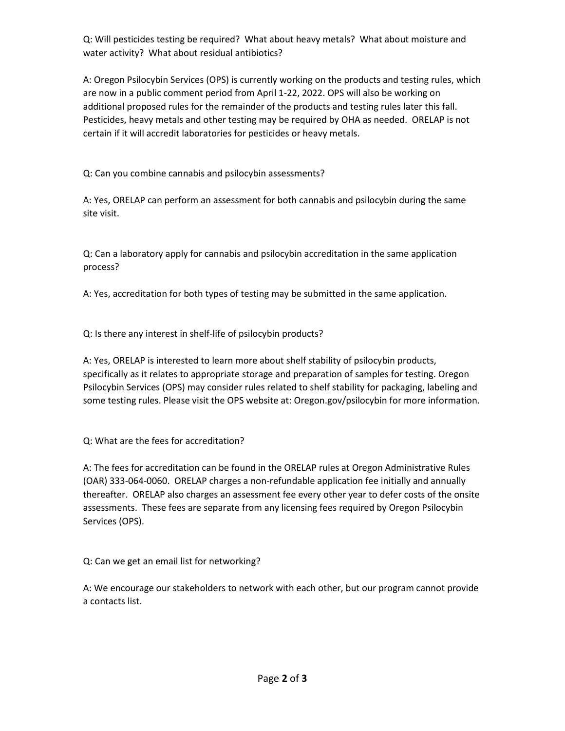Q: Will pesticides testing be required? What about heavy metals? What about moisture and water activity? What about residual antibiotics?

A: Oregon Psilocybin Services (OPS) is currently working on the products and testing rules, which are now in a public comment period from April 1-22, 2022. OPS will also be working on additional proposed rules for the remainder of the products and testing rules later this fall. Pesticides, heavy metals and other testing may be required by OHA as needed. ORELAP is not certain if it will accredit laboratories for pesticides or heavy metals.

Q: Can you combine cannabis and psilocybin assessments?

A: Yes, ORELAP can perform an assessment for both cannabis and psilocybin during the same site visit.

Q: Can a laboratory apply for cannabis and psilocybin accreditation in the same application process?

A: Yes, accreditation for both types of testing may be submitted in the same application.

Q: Is there any interest in shelf-life of psilocybin products?

A: Yes, ORELAP is interested to learn more about shelf stability of psilocybin products, specifically as it relates to appropriate storage and preparation of samples for testing. Oregon Psilocybin Services (OPS) may consider rules related to shelf stability for packaging, labeling and some testing rules. Please visit the OPS website at: Oregon.gov/psilocybin for more information.

Q: What are the fees for accreditation?

A: The fees for accreditation can be found in the ORELAP rules at Oregon Administrative Rules (OAR) 333-064-0060. ORELAP charges a non-refundable application fee initially and annually thereafter. ORELAP also charges an assessment fee every other year to defer costs of the onsite assessments. These fees are separate from any licensing fees required by Oregon Psilocybin Services (OPS).

Q: Can we get an email list for networking?

A: We encourage our stakeholders to network with each other, but our program cannot provide a contacts list.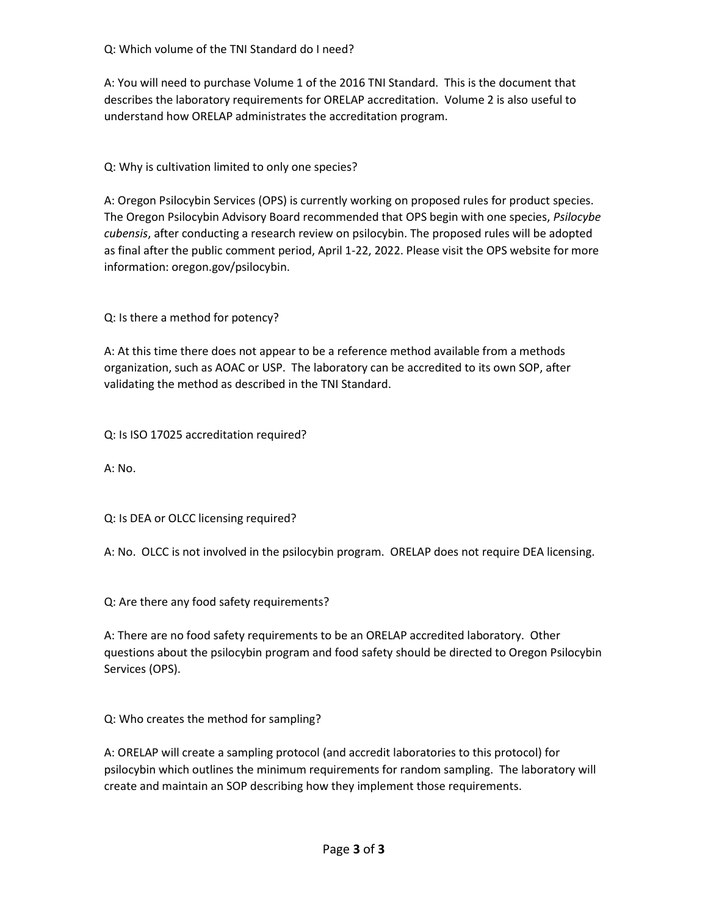Q: Which volume of the TNI Standard do I need?

A: You will need to purchase Volume 1 of the 2016 TNI Standard. This is the document that describes the laboratory requirements for ORELAP accreditation. Volume 2 is also useful to understand how ORELAP administrates the accreditation program.

Q: Why is cultivation limited to only one species?

A: Oregon Psilocybin Services (OPS) is currently working on proposed rules for product species. The Oregon Psilocybin Advisory Board recommended that OPS begin with one species, *Psilocybe cubensis*, after conducting a research review on psilocybin. The proposed rules will be adopted as final after the public comment period, April 1-22, 2022. Please visit the OPS website for more information: oregon.gov/psilocybin.

Q: Is there a method for potency?

A: At this time there does not appear to be a reference method available from a methods organization, such as AOAC or USP. The laboratory can be accredited to its own SOP, after validating the method as described in the TNI Standard.

Q: Is ISO 17025 accreditation required?

A: No.

Q: Is DEA or OLCC licensing required?

A: No. OLCC is not involved in the psilocybin program. ORELAP does not require DEA licensing.

Q: Are there any food safety requirements?

A: There are no food safety requirements to be an ORELAP accredited laboratory. Other questions about the psilocybin program and food safety should be directed to Oregon Psilocybin Services (OPS).

Q: Who creates the method for sampling?

A: ORELAP will create a sampling protocol (and accredit laboratories to this protocol) for psilocybin which outlines the minimum requirements for random sampling. The laboratory will create and maintain an SOP describing how they implement those requirements.